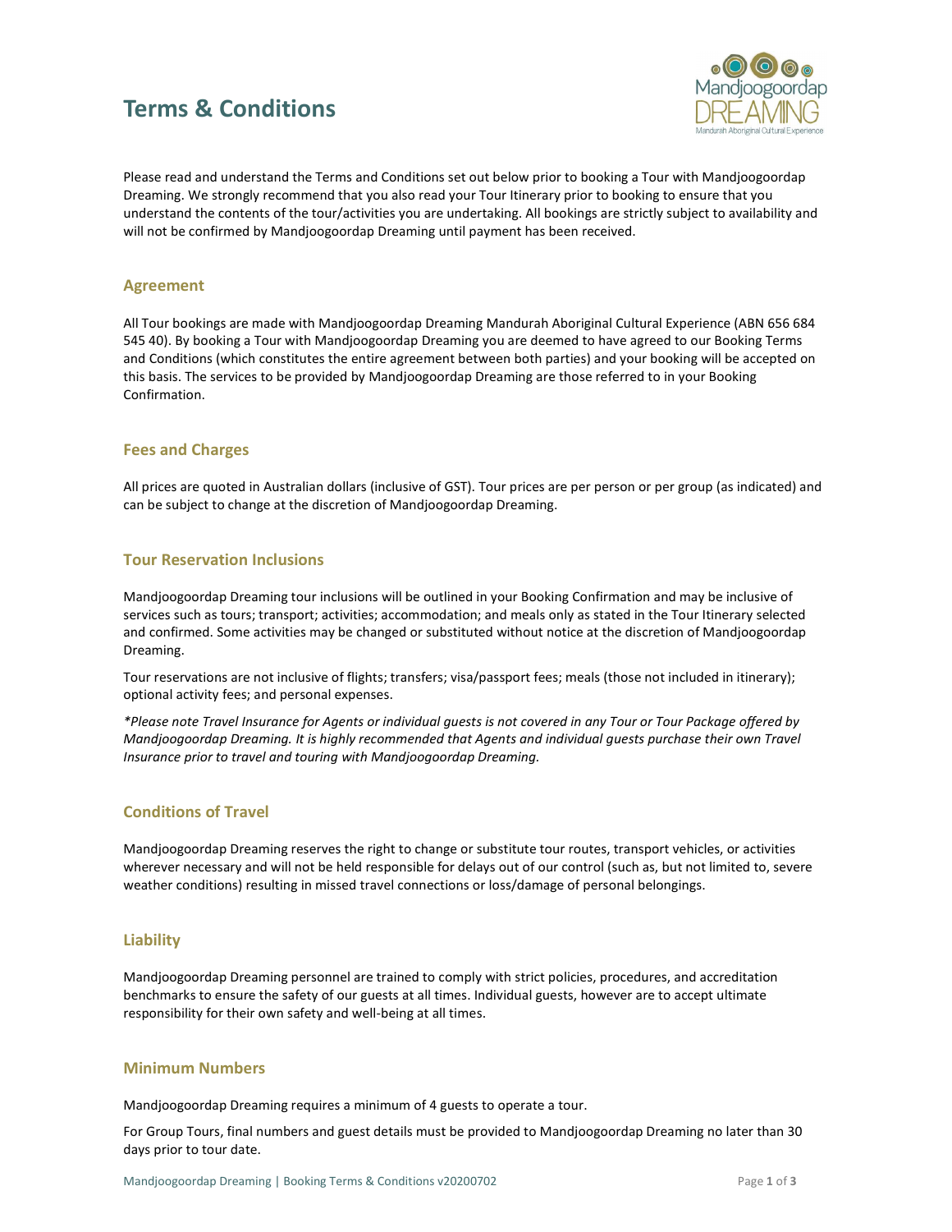# Terms & Conditions

Please read and understand the Terms and Conditions set out below prior to booking a Tour with Mandjoogoordap Dreaming. We strongly recommend that you also read your Tour Itinerary prior to booking to ensure that you understand the contents of the tour/activities you are undertaking. All bookings are strictly subject to availability and will not be confirmed by Mandjoogoordap Dreaming until payment has been received.

## Agreement

All Tour bookings are made with Mandjoogoordap Dreaming Mandurah Aboriginal Cultural Experience (ABN 656 684 545 40). By booking a Tour with Mandjoogoordap Dreaming you are deemed to have agreed to our Booking Terms and Conditions (which constitutes the entire agreement between both parties) and your booking will be accepted on this basis. The services to be provided by Mandjoogoordap Dreaming are those referred to in your Booking Confirmation.

## Fees and Charges

All prices are quoted in Australian dollars (inclusive of GST). Tour prices are per person or per group (as indicated) and can be subject to change at the discretion of Mandjoogoordap Dreaming.

## Tour Reservation Inclusions

Mandjoogoordap Dreaming tour inclusions will be outlined in your Booking Confirmation and may be inclusive of services such as tours; transport; activities; accommodation; and meals only as stated in the Tour Itinerary selected and confirmed. Some activities may be changed or substituted without notice at the discretion of Mandjoogoordap Dreaming.

Tour reservations are not inclusive of flights; transfers; visa/passport fees; meals (those not included in itinerary); optional activity fees; and personal expenses.

*\*Please note Travel Insurance for Agents or individual guests is not covered in any Tour or Tour Package offered by Mandjoogoordap Dreaming. It is highly recommended that Agents and individual guests purchase their own Travel Insurance prior to travel and touring with Mandjoogoordap Dreaming.*

## Conditions of Travel

Mandjoogoordap Dreaming reserves the right to change or substitute tour routes, transport vehicles, or activities wherever necessary and will not be held responsible for delays out of our control (such as, but not limited to, severe weather conditions) resulting in missed travel connections or loss/damage of personal belongings.

## Liability

Mandjoogoordap Dreaming personnel are trained to comply with strict policies, procedures, and accreditation benchmarks to ensure the safety of our guests at all times. Individual guests, however are to accept ultimate responsibility for their own safety and well-being at all times.

## Minimum Numbers

Mandjoogoordap Dreaming requires a minimum of 4 guests to operate a tour.

For Group Tours, final numbers and guest details must be provided to Mandjoogoordap Dreaming no later than 30 days prior to tour date.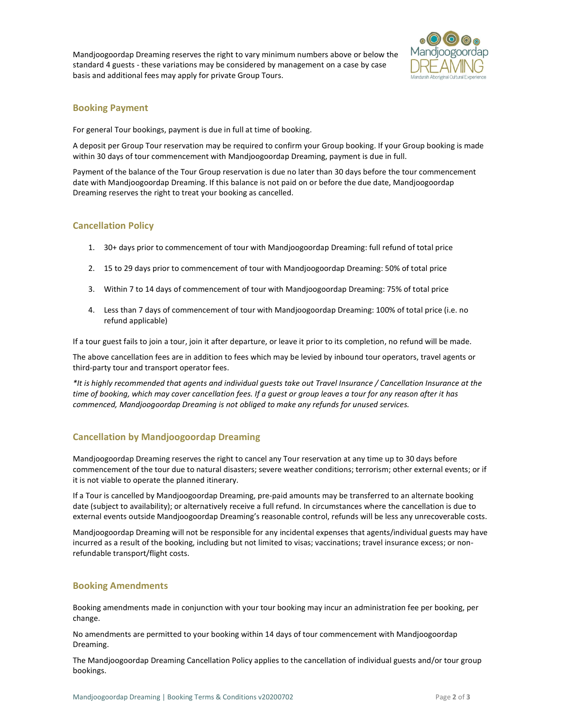Mandjoogoordap Dreaming reserves the right to vary minimum numbers above or below the standard 4 guests - these variations may be considered by management on a case by case basis and additional fees may apply for private Group Tours.

## Booking Payment

For general Tour bookings, payment is due in full at time of booking.

A deposit per Group Tour reservation may be required to confirm your Group booking. If your Group booking is made within 30 days of tour commencement with Mandjoogoordap Dreaming, payment is due in full.

Payment of the balance of the Tour Group reservation is due no later than 30 days before the tour commencement date with Mandjoogoordap Dreaming. If this balance is not paid on or before the due date, Mandjoogoordap Dreaming reserves the right to treat your booking as cancelled.

## Cancellation Policy

1. 30+ days prior to commencement of tour with Mandjoogoordap Dreaming: full refund of total price
2. 15 to 29 days prior to commencement of tour with Mandjoogoordap Dreaming: 50% of total price
3. Within 7 to 14 days of commencement of tour with Mandjoogoordap Dreaming: 75% of total price
4. Less than 7 days of commencement of tour with Mandjoogoordap Dreaming: 100% of total price (i.e. no refund applicable)

If a tour guest fails to join a tour, join it after departure, or leave it prior to its completion, no refund will be made.

The above cancellation fees are in addition to fees which may be levied by inbound tour operators, travel agents or third-party tour and transport operator fees.

*\*It is highly recommended that agents and individual guests take out Travel Insurance / Cancellation Insurance at the time of booking, which may cover cancellation fees. If a guest or group leaves a tour for any reason after it has commenced, Mandjoogoordap Dreaming is not obliged to make any refunds for unused services.*

## Cancellation by Mandjoogoordap Dreaming

Mandjoogoordap Dreaming reserves the right to cancel any Tour reservation at any time up to 30 days before commencement of the tour due to natural disasters; severe weather conditions; terrorism; other external events; or if it is not viable to operate the planned itinerary.

If a Tour is cancelled by Mandjoogoordap Dreaming, pre-paid amounts may be transferred to an alternate booking date (subject to availability); or alternatively receive a full refund. In circumstances where the cancellation is due to external events outside Mandjoogoordap Dreaming's reasonable control, refunds will be less any unrecoverable costs.

Mandjoogoordap Dreaming will not be responsible for any incidental expenses that agents/individual guests may have incurred as a result of the booking, including but not limited to visas; vaccinations; travel insurance excess; or non-refundable transport/flight costs.

## Booking Amendments

Booking amendments made in conjunction with your tour booking may incur an administration fee per booking, per change.

No amendments are permitted to your booking within 14 days of tour commencement with Mandjoogoordap Dreaming.

The Mandjoogoordap Dreaming Cancellation Policy applies to the cancellation of individual guests and/or tour group bookings.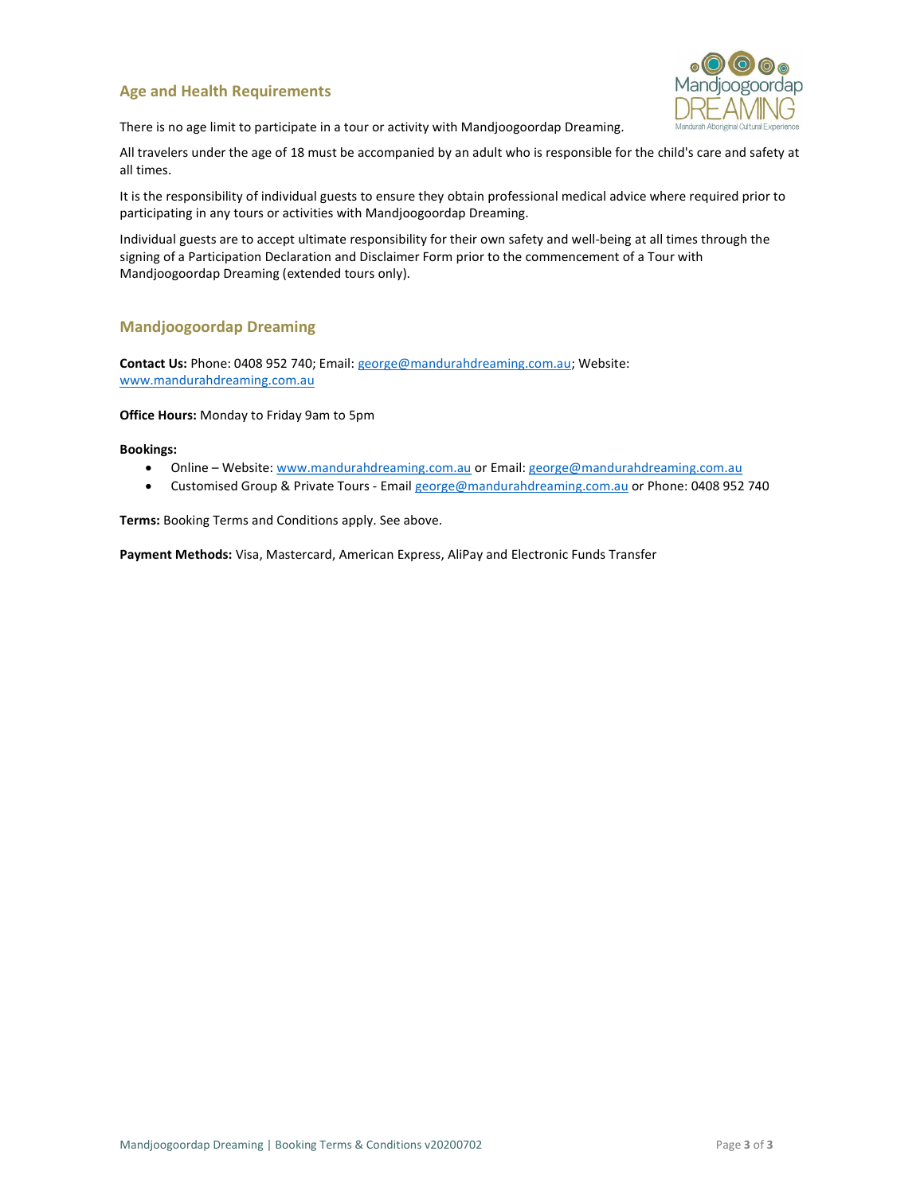## Age and Health Requirements

There is no age limit to participate in a tour or activity with Mandjoogoordap Dreaming.

All travelers under the age of 18 must be accompanied by an adult who is responsible for the child's care and safety at all times.

It is the responsibility of individual guests to ensure they obtain professional medical advice where required prior to participating in any tours or activities with Mandjoogoordap Dreaming.

Individual guests are to accept ultimate responsibility for their own safety and well-being at all times through the signing of a Participation Declaration and Disclaimer Form prior to the commencement of a Tour with Mandjoogoordap Dreaming (extended tours only).

## Mandjoogoordap Dreaming

**Contact Us:** Phone: 0408 952 740; Email: george@mandurahdreaming.com.au; Website: www.mandurahdreaming.com.au

**Office Hours:** Monday to Friday 9am to 5pm

**Bookings:**

- Online – Website: www.mandurahdreaming.com.au or Email: george@mandurahdreaming.com.au
- Customised Group & Private Tours - Email george@mandurahdreaming.com.au or Phone: 0408 952 740

**Terms:** Booking Terms and Conditions apply. See above.

**Payment Methods:** Visa, Mastercard, American Express, AliPay and Electronic Funds Transfer